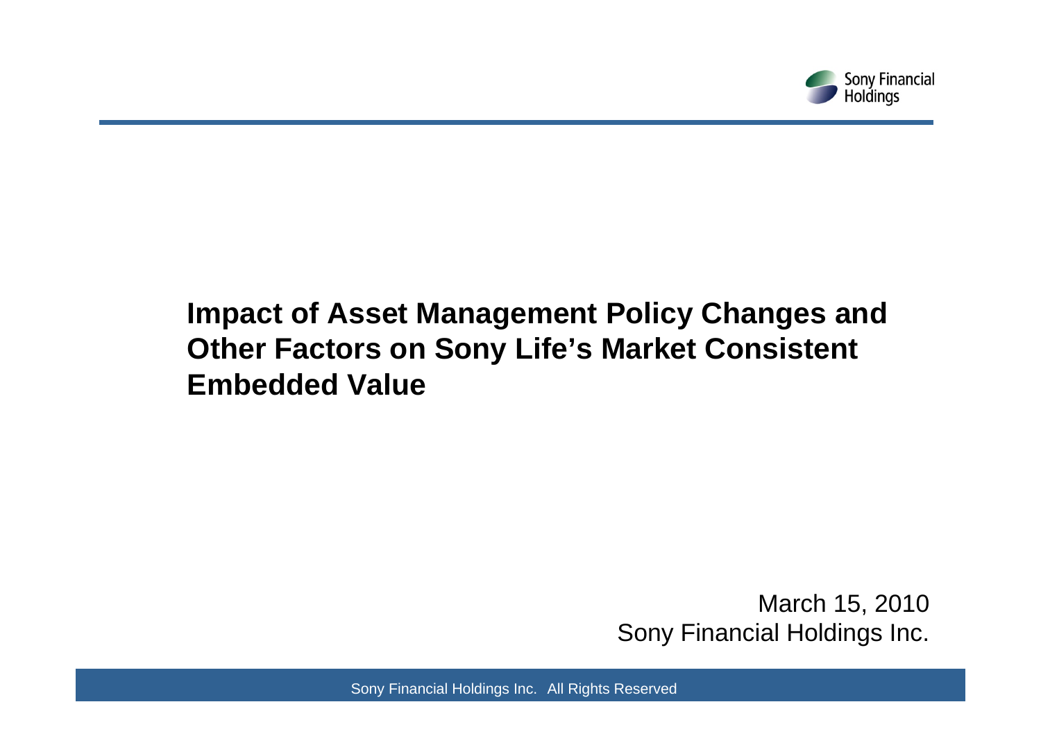Sony Financial Holdings

# Impact of Asset Management Policy Changes and Other Factors on Sony Life's Market Consistent Embedded Value

March 15, 2010

Sony Financial Holdings Inc.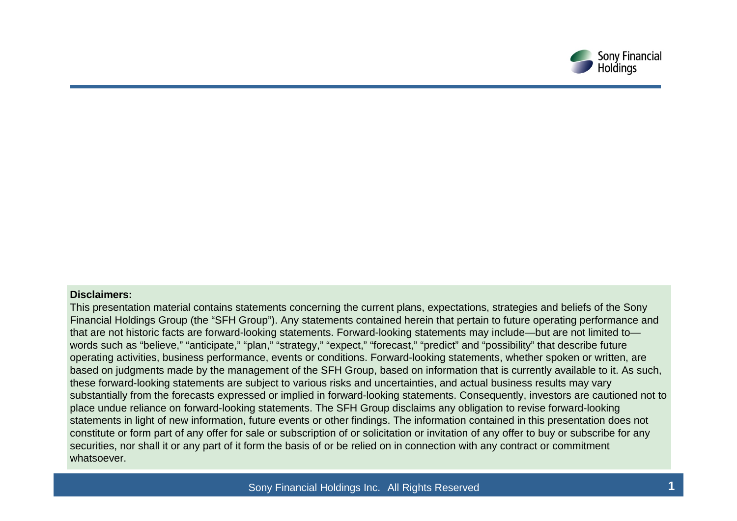**Disclaimers:**

This presentation material contains statements concerning the current plans, expectations, strategies and beliefs of the Sony Financial Holdings Group (the “SFH Group”). Any statements contained herein that pertain to future operating performance and that are not historic facts are forward-looking statements. Forward-looking statements may include—but are not limited to—words such as “believe,” “anticipate,” “plan,” “strategy,” “expect,” “forecast,” “predict” and “possibility” that describe future operating activities, business performance, events or conditions. Forward-looking statements, whether spoken or written, are based on judgments made by the management of the SFH Group, based on information that is currently available to it. As such, these forward-looking statements are subject to various risks and uncertainties, and actual business results may vary substantially from the forecasts expressed or implied in forward-looking statements. Consequently, investors are cautioned not to place undue reliance on forward-looking statements. The SFH Group disclaims any obligation to revise forward-looking statements in light of new information, future events or other findings. The information contained in this presentation does not constitute or form part of any offer for sale or subscription of or solicitation or invitation of any offer to buy or subscribe for any securities, nor shall it or any part of it form the basis of or be relied on in connection with any contract or commitment whatsoever.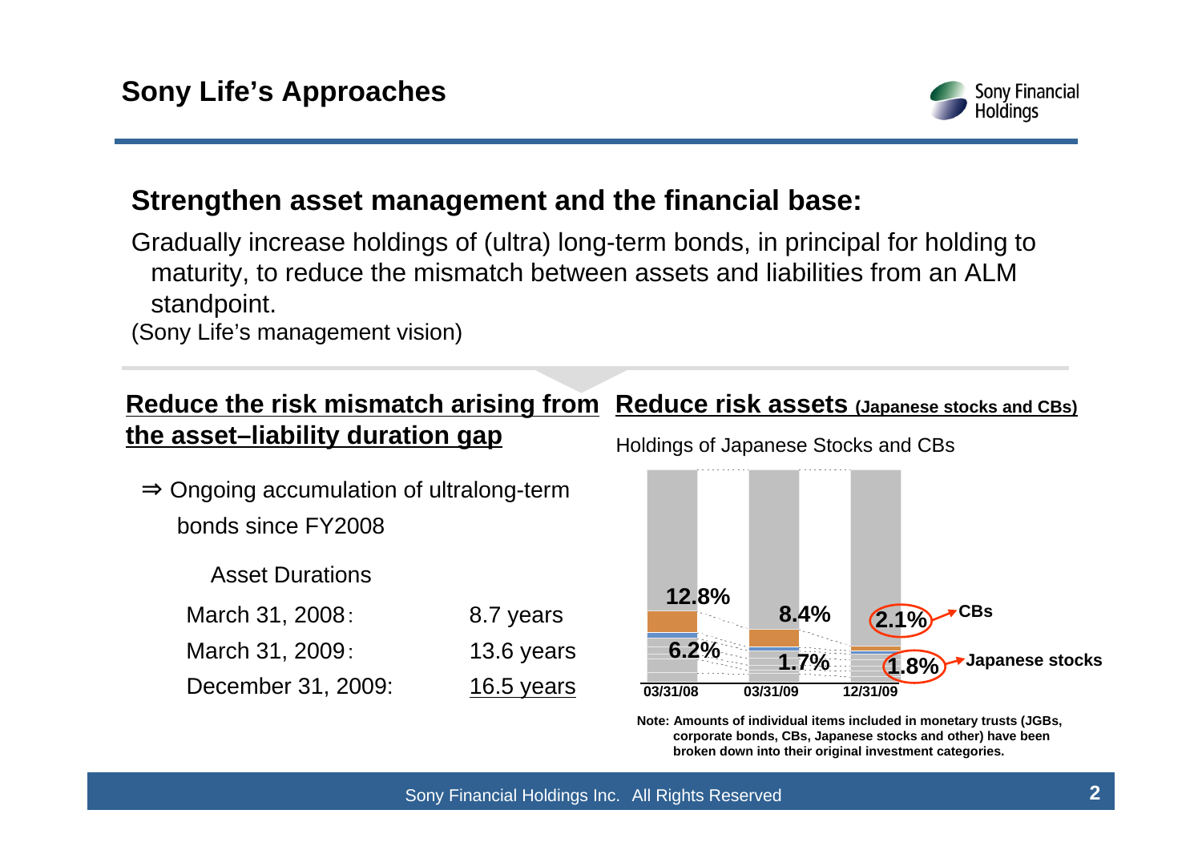# Sony Life's Approaches

## Strengthen asset management and the financial base:

Gradually increase holdings of (ultra) long-term bonds, in principal for holding to maturity, to reduce the mismatch between assets and liabilities from an ALM standpoint.
(Sony Life's management vision)

### Reduce the risk mismatch arising from the asset–liability duration gap

⇒ Ongoing accumulation of ultralong-term bonds since FY2008

Asset Durations

| | |
|---|---|
| March 31, 2008: | 8.7 years |
| March 31, 2009: | 13.6 years |
| December 31, 2009: | 16.5 years |

### Reduce risk assets (Japanese stocks and CBs)

Holdings of Japanese Stocks and CBs

| | 03/31/08 | 03/31/09 | 12/31/09 |
|---|---|---|---|
| CBs + Japanese stocks | 12.8% | 8.4% | 2.1% |
| Japanese stocks | 6.2% | 1.7% | 1.8% |

Note: Amounts of individual items included in monetary trusts (JGBs, corporate bonds, CBs, Japanese stocks and other) have been broken down into their original investment categories.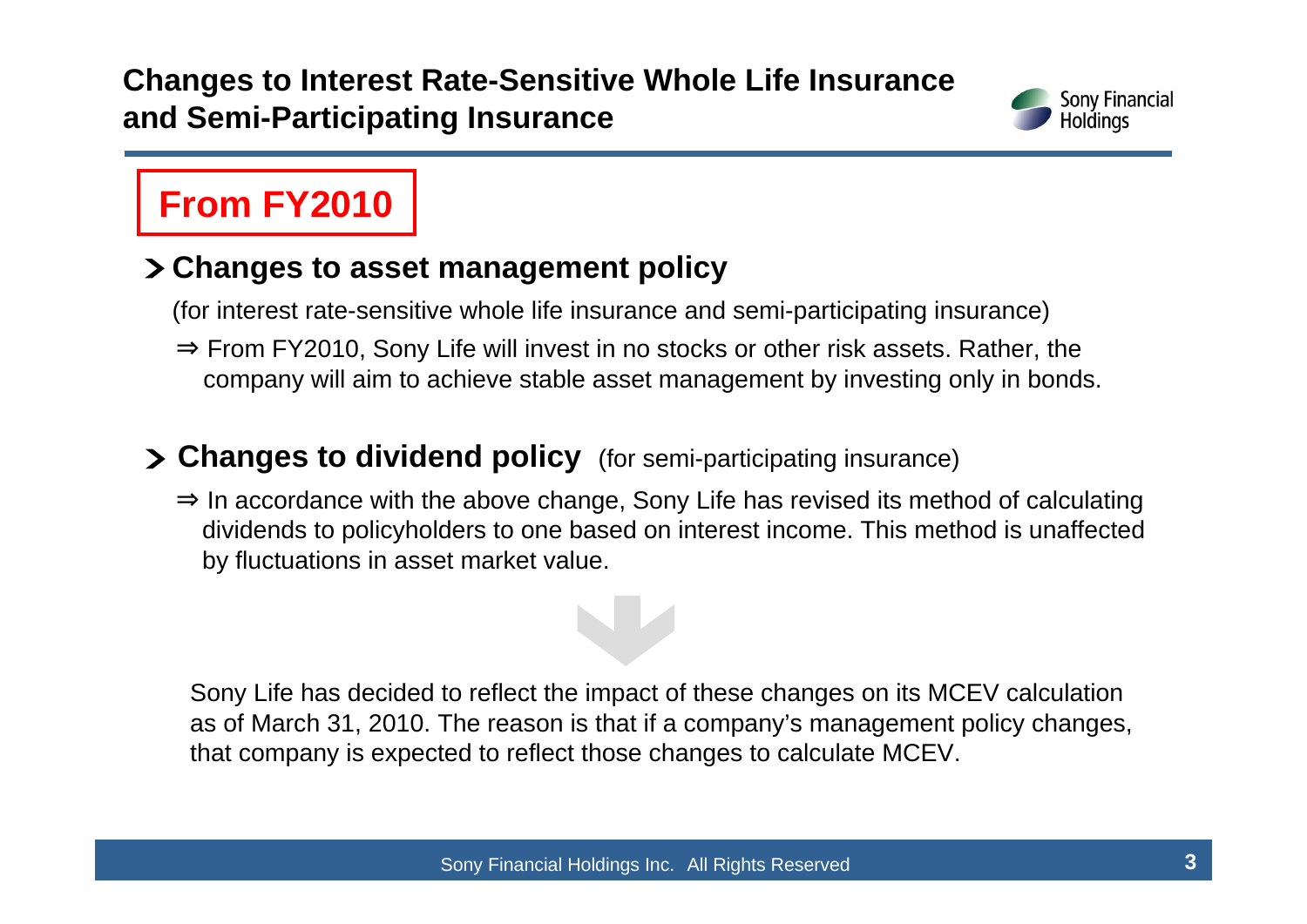# Changes to Interest Rate-Sensitive Whole Life Insurance and Semi-Participating Insurance

**From FY2010**

## > Changes to asset management policy

(for interest rate-sensitive whole life insurance and semi-participating insurance)

⇒ From FY2010, Sony Life will invest in no stocks or other risk assets. Rather, the company will aim to achieve stable asset management by investing only in bonds.

## > Changes to dividend policy (for semi-participating insurance)

⇒ In accordance with the above change, Sony Life has revised its method of calculating dividends to policyholders to one based on interest income. This method is unaffected by fluctuations in asset market value.

Sony Life has decided to reflect the impact of these changes on its MCEV calculation as of March 31, 2010. The reason is that if a company's management policy changes, that company is expected to reflect those changes to calculate MCEV.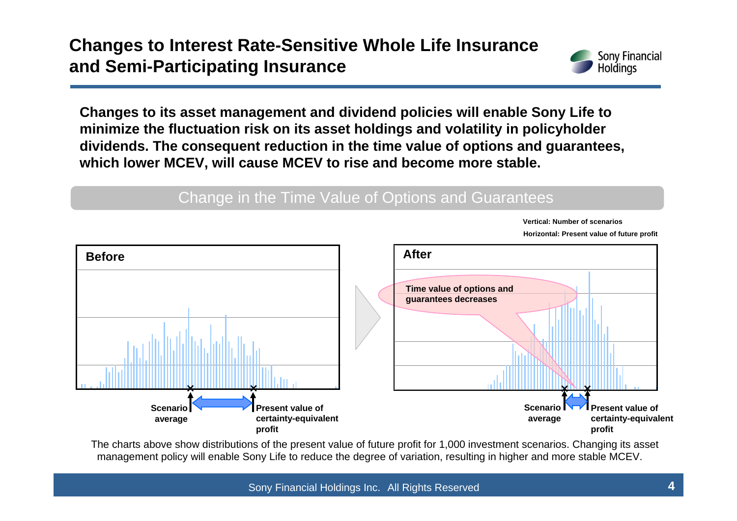# Changes to Interest Rate-Sensitive Whole Life Insurance and Semi-Participating Insurance

**Changes to its asset management and dividend policies will enable Sony Life to minimize the fluctuation risk on its asset holdings and volatility in policyholder dividends. The consequent reduction in the time value of options and guarantees, which lower MCEV, will cause MCEV to rise and become more stable.**

## Change in the Time Value of Options and Guarantees

Vertical: Number of scenarios

Horizontal: Present value of future profit

**Before**

Scenario average — Present value of certainty-equivalent profit

**After**

Time value of options and guarantees decreases

Scenario average — Present value of certainty-equivalent profit

The charts above show distributions of the present value of future profit for 1,000 investment scenarios. Changing its asset management policy will enable Sony Life to reduce the degree of variation, resulting in higher and more stable MCEV.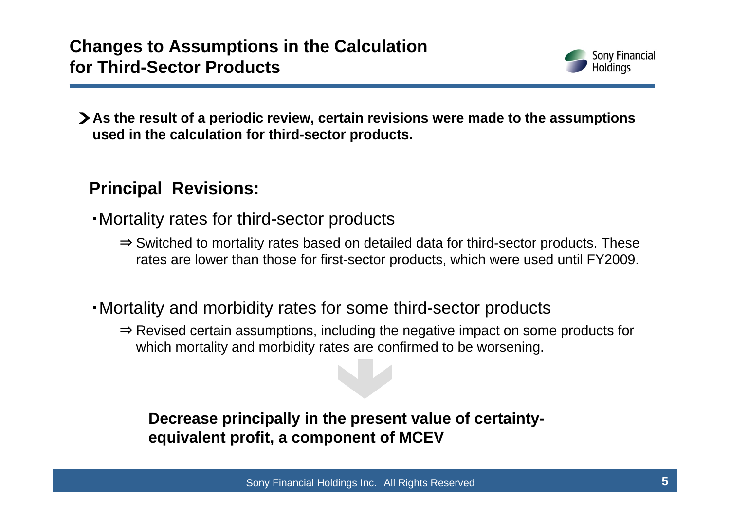# Changes to Assumptions in the Calculation for Third-Sector Products

➤ **As the result of a periodic review, certain revisions were made to the assumptions used in the calculation for third-sector products.**

## Principal Revisions:

・Mortality rates for third-sector products

⇒ Switched to mortality rates based on detailed data for third-sector products. These rates are lower than those for first-sector products, which were used until FY2009.

・Mortality and morbidity rates for some third-sector products

⇒ Revised certain assumptions, including the negative impact on some products for which mortality and morbidity rates are confirmed to be worsening.

**Decrease principally in the present value of certainty-equivalent profit, a component of MCEV**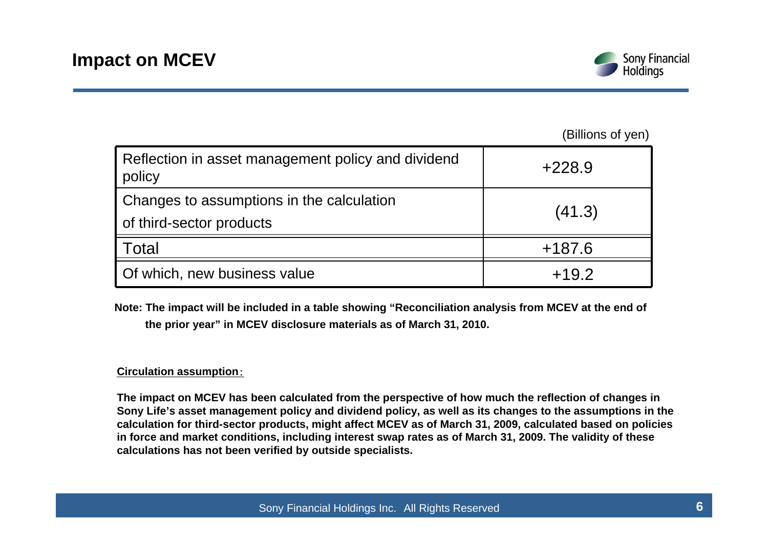# Impact on MCEV

(Billions of yen)

| | |
|---|---|
| Reflection in asset management policy and dividend policy | +228.9 |
| Changes to assumptions in the calculation of third-sector products | (41.3) |
| Total | +187.6 |
| Of which, new business value | +19.2 |

**Note: The impact will be included in a table showing "Reconciliation analysis from MCEV at the end of the prior year" in MCEV disclosure materials as of March 31, 2010.**

**Circulation assumption**：

**The impact on MCEV has been calculated from the perspective of how much the reflection of changes in Sony Life's asset management policy and dividend policy, as well as its changes to the assumptions in the calculation for third-sector products, might affect MCEV as of March 31, 2009, calculated based on policies in force and market conditions, including interest swap rates as of March 31, 2009. The validity of these calculations has not been verified by outside specialists.**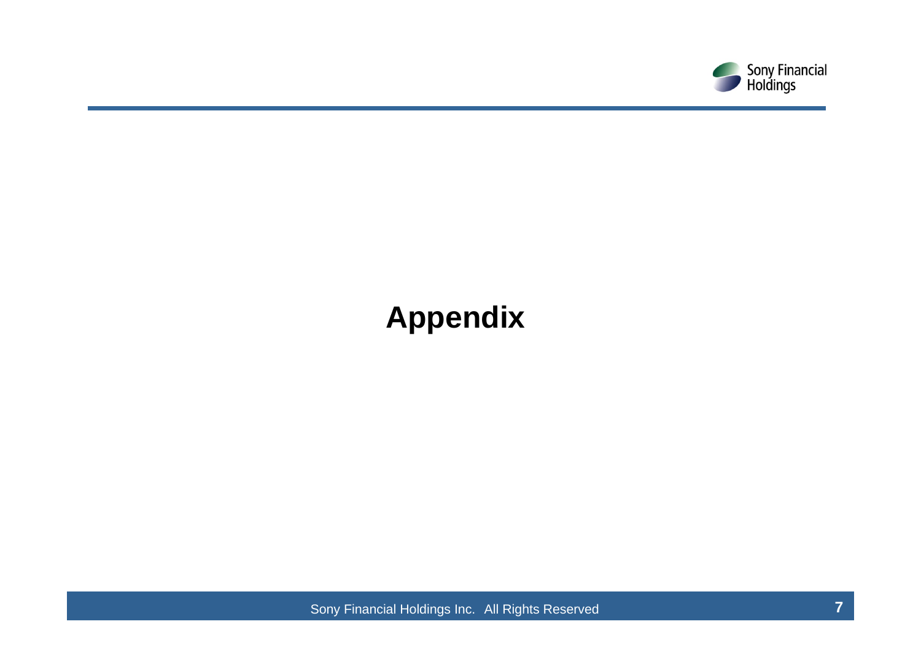# Appendix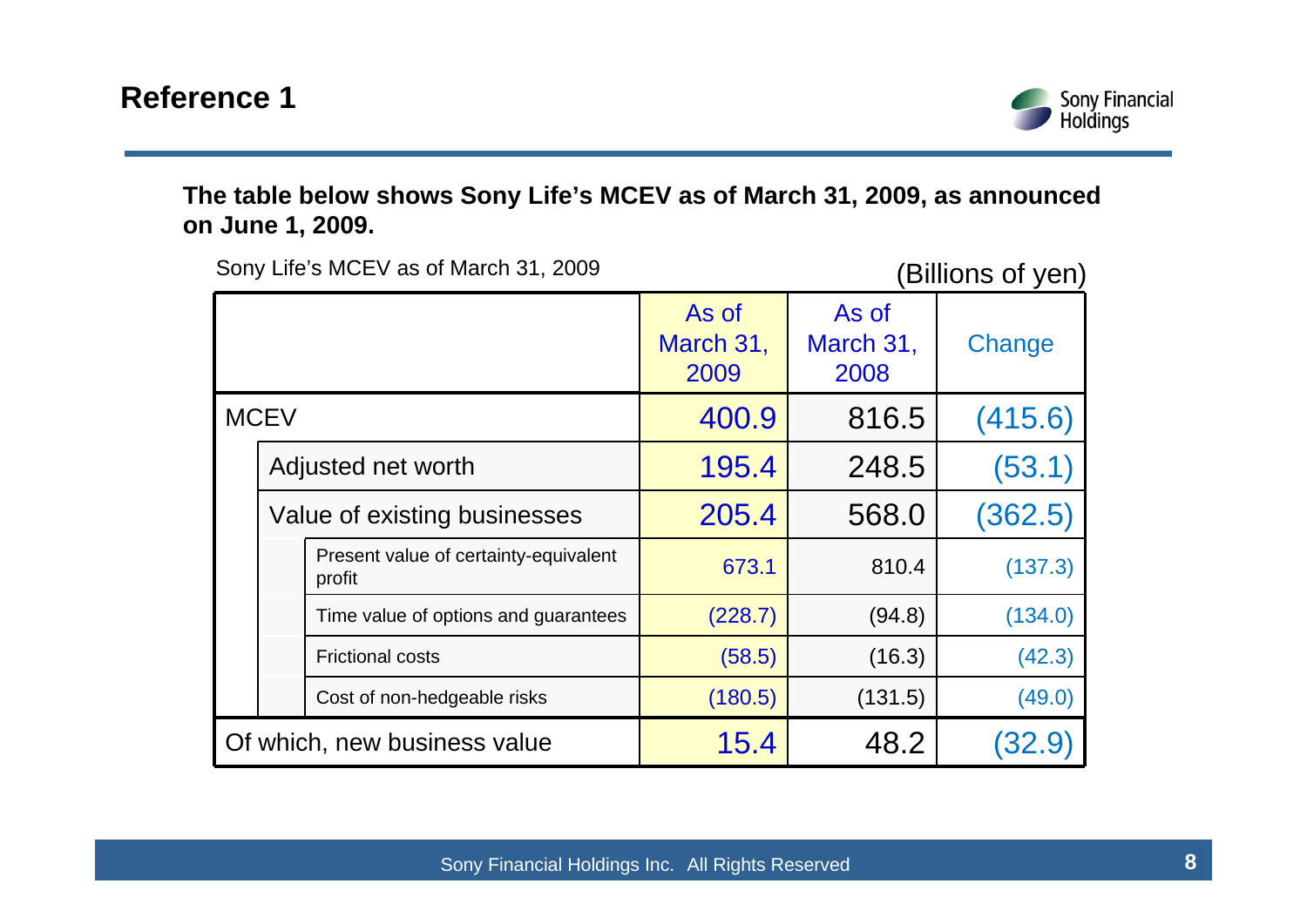## Reference 1

**The table below shows Sony Life's MCEV as of March 31, 2009, as announced on June 1, 2009.**

Sony Life's MCEV as of March 31, 2009

(Billions of yen)

| | As of March 31, 2009 | As of March 31, 2008 | Change |
|---|---|---|---|
| MCEV | 400.9 | 816.5 | (415.6) |
| Adjusted net worth | 195.4 | 248.5 | (53.1) |
| Value of existing businesses | 205.4 | 568.0 | (362.5) |
| Present value of certainty-equivalent profit | 673.1 | 810.4 | (137.3) |
| Time value of options and guarantees | (228.7) | (94.8) | (134.0) |
| Frictional costs | (58.5) | (16.3) | (42.3) |
| Cost of non-hedgeable risks | (180.5) | (131.5) | (49.0) |
| Of which, new business value | 15.4 | 48.2 | (32.9) |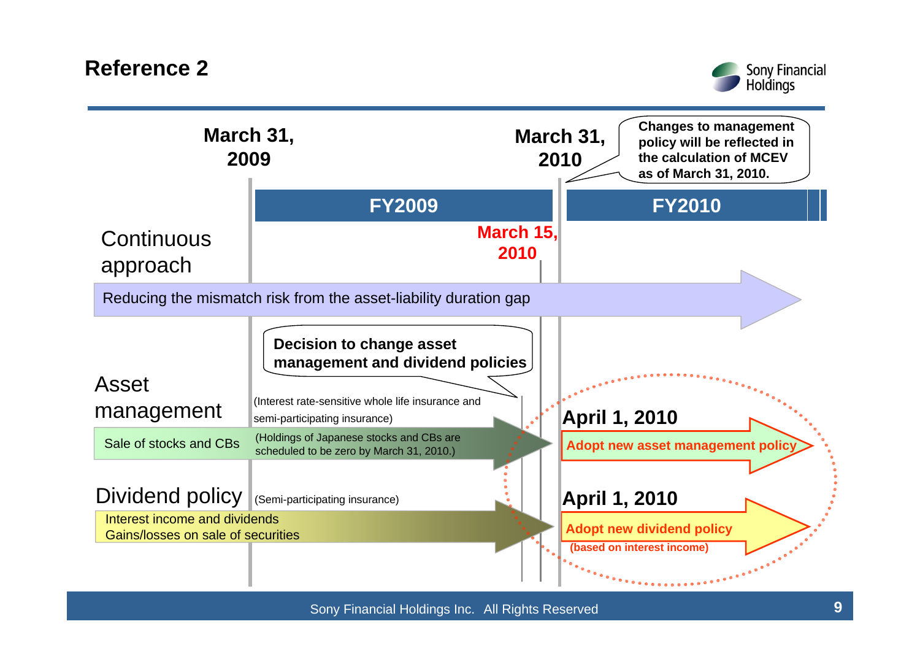## Reference 2

**March 31, 2009**

**March 31, 2010**

**Changes to management policy will be reflected in the calculation of MCEV as of March 31, 2010.**

| FY2009 | FY2010 |
|---|---|

**March 15, 2010**

### Continuous approach

Reducing the mismatch risk from the asset-liability duration gap

**Decision to change asset management and dividend policies**

### Asset management

(Interest rate-sensitive whole life insurance and semi-participating insurance)

Sale of stocks and CBs

(Holdings of Japanese stocks and CBs are scheduled to be zero by March 31, 2010.)

**April 1, 2010**

**Adopt new asset management policy**

### Dividend policy

(Semi-participating insurance)

Interest income and dividends
Gains/losses on sale of securities

**April 1, 2010**

**Adopt new dividend policy**
**(based on interest income)**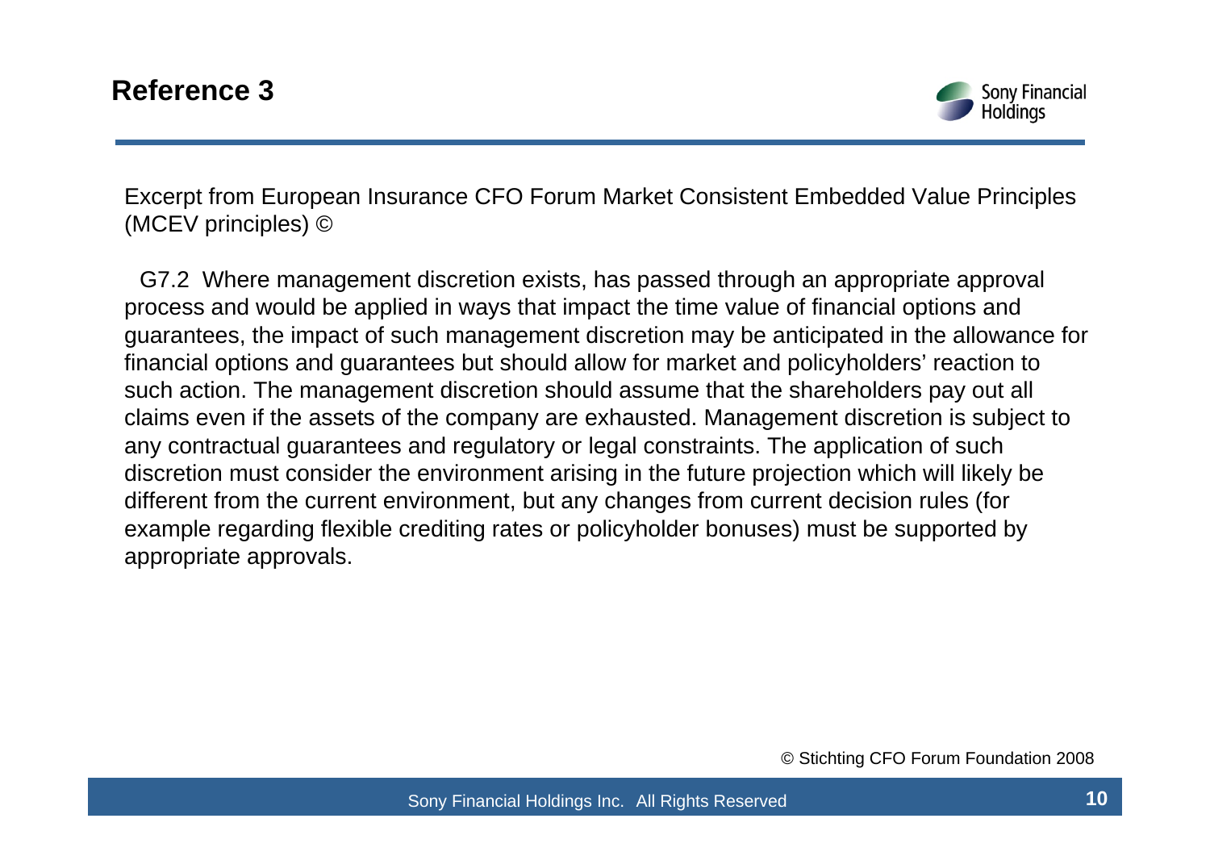# Reference 3

Excerpt from European Insurance CFO Forum Market Consistent Embedded Value Principles (MCEV principles) ©

G7.2 Where management discretion exists, has passed through an appropriate approval process and would be applied in ways that impact the time value of financial options and guarantees, the impact of such management discretion may be anticipated in the allowance for financial options and guarantees but should allow for market and policyholders' reaction to such action. The management discretion should assume that the shareholders pay out all claims even if the assets of the company are exhausted. Management discretion is subject to any contractual guarantees and regulatory or legal constraints. The application of such discretion must consider the environment arising in the future projection which will likely be different from the current environment, but any changes from current decision rules (for example regarding flexible crediting rates or policyholder bonuses) must be supported by appropriate approvals.

© Stichting CFO Forum Foundation 2008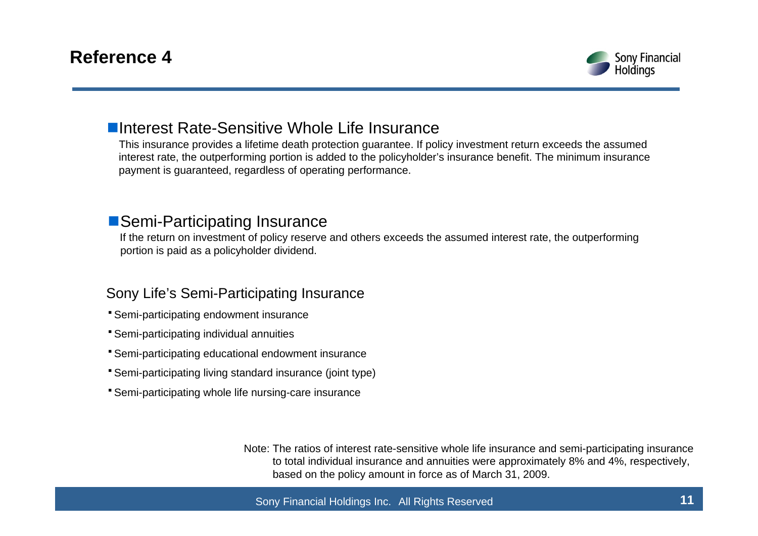# Reference 4

## Interest Rate-Sensitive Whole Life Insurance

This insurance provides a lifetime death protection guarantee. If policy investment return exceeds the assumed interest rate, the outperforming portion is added to the policyholder's insurance benefit. The minimum insurance payment is guaranteed, regardless of operating performance.

## Semi-Participating Insurance

If the return on investment of policy reserve and others exceeds the assumed interest rate, the outperforming portion is paid as a policyholder dividend.

### Sony Life's Semi-Participating Insurance

- Semi-participating endowment insurance
- Semi-participating individual annuities
- Semi-participating educational endowment insurance
- Semi-participating living standard insurance (joint type)
- Semi-participating whole life nursing-care insurance

Note: The ratios of interest rate-sensitive whole life insurance and semi-participating insurance to total individual insurance and annuities were approximately 8% and 4%, respectively, based on the policy amount in force as of March 31, 2009.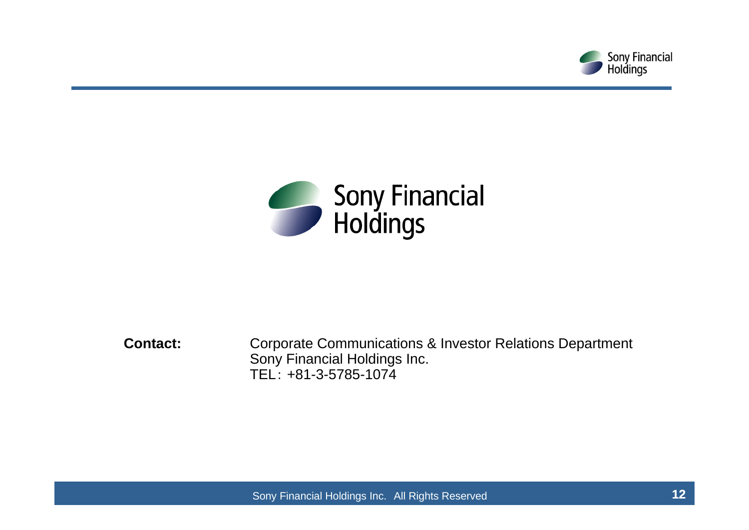Sony Financial Holdings

**Contact:**

Corporate Communications & Investor Relations Department
Sony Financial Holdings Inc.
TEL：+81-3-5785-1074